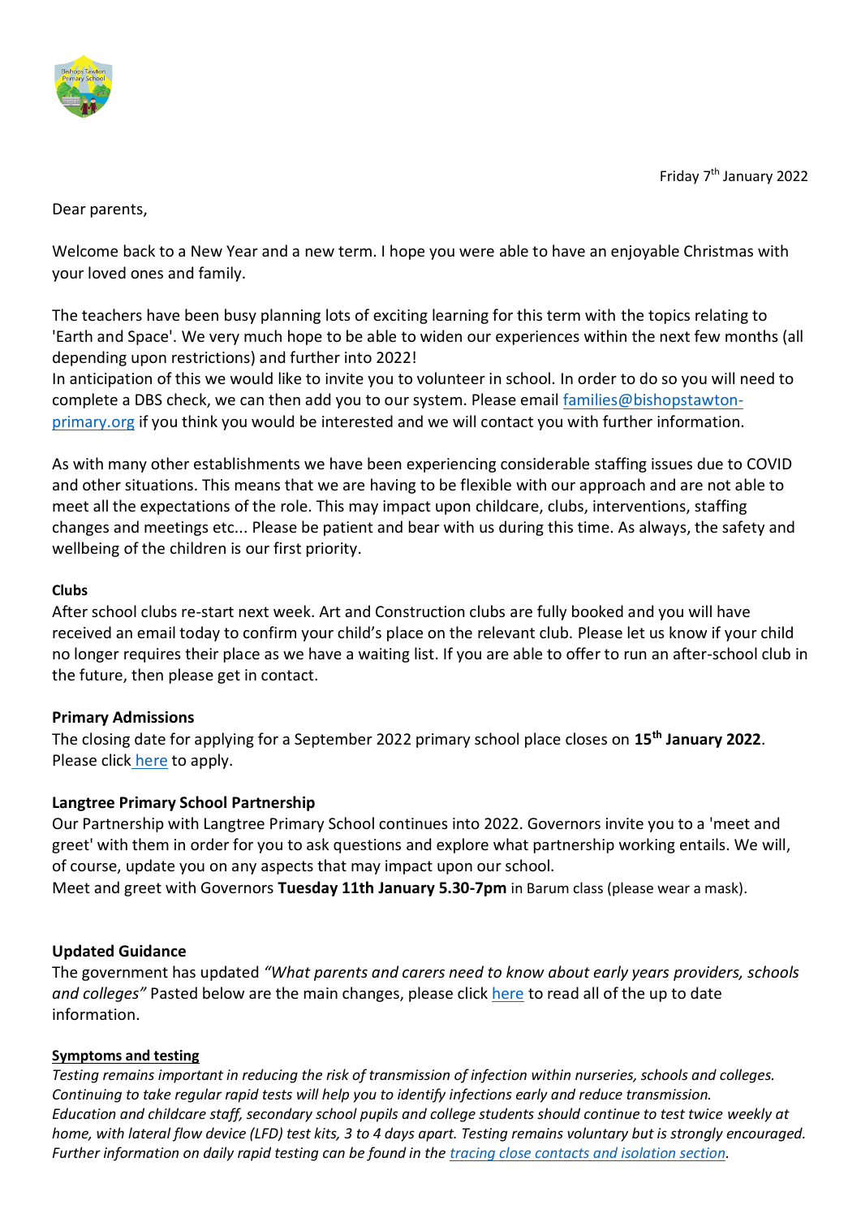Friday 7th January 2022

Dear parents,

Welcome back to a New Year and a new term. I hope you were able to have an enjoyable Christmas with your loved ones and family.

The teachers have been busy planning lots of exciting learning for this term with the topics relating to 'Earth and Space'. We very much hope to be able to widen our experiences within the next few months (all depending upon restrictions) and further into 2022!
In anticipation of this we would like to invite you to volunteer in school. In order to do so you will need to complete a DBS check, we can then add you to our system. Please email families@bishopstawton-primary.org if you think you would be interested and we will contact you with further information.

As with many other establishments we have been experiencing considerable staffing issues due to COVID and other situations. This means that we are having to be flexible with our approach and are not able to meet all the expectations of the role. This may impact upon childcare, clubs, interventions, staffing changes and meetings etc... Please be patient and bear with us during this time. As always, the safety and wellbeing of the children is our first priority.

**Clubs**

After school clubs re-start next week. Art and Construction clubs are fully booked and you will have received an email today to confirm your child's place on the relevant club. Please let us know if your child no longer requires their place as we have a waiting list. If you are able to offer to run an after-school club in the future, then please get in contact.

**Primary Admissions**

The closing date for applying for a September 2022 primary school place closes on **15th January 2022**. Please click here to apply.

**Langtree Primary School Partnership**

Our Partnership with Langtree Primary School continues into 2022. Governors invite you to a 'meet and greet' with them in order for you to ask questions and explore what partnership working entails. We will, of course, update you on any aspects that may impact upon our school.
Meet and greet with Governors **Tuesday 11th January 5.30-7pm** in Barum class (please wear a mask).

**Updated Guidance**

The government has updated *"What parents and carers need to know about early years providers, schools and colleges"* Pasted below are the main changes, please click here to read all of the up to date information.

**Symptoms and testing**

*Testing remains important in reducing the risk of transmission of infection within nurseries, schools and colleges. Continuing to take regular rapid tests will help you to identify infections early and reduce transmission. Education and childcare staff, secondary school pupils and college students should continue to test twice weekly at home, with lateral flow device (LFD) test kits, 3 to 4 days apart. Testing remains voluntary but is strongly encouraged. Further information on daily rapid testing can be found in the tracing close contacts and isolation section.*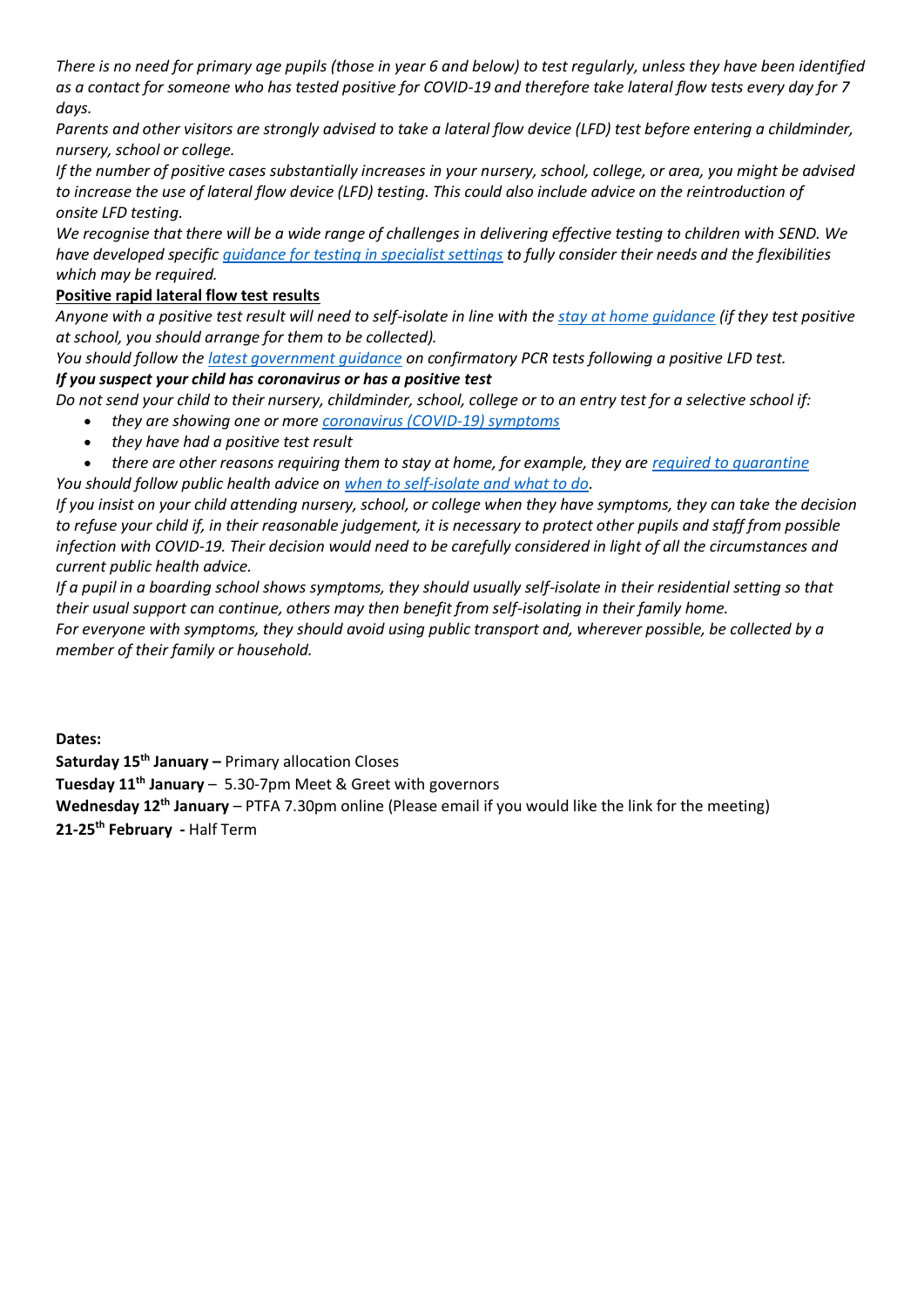*There is no need for primary age pupils (those in year 6 and below) to test regularly, unless they have been identified as a contact for someone who has tested positive for COVID-19 and therefore take lateral flow tests every day for 7 days.*

*Parents and other visitors are strongly advised to take a lateral flow device (LFD) test before entering a childminder, nursery, school or college.*

*If the number of positive cases substantially increases in your nursery, school, college, or area, you might be advised to increase the use of lateral flow device (LFD) testing. This could also include advice on the reintroduction of onsite LFD testing.*

*We recognise that there will be a wide range of challenges in delivering effective testing to children with SEND. We have developed specific guidance for testing in specialist settings to fully consider their needs and the flexibilities which may be required.*

**Positive rapid lateral flow test results**

*Anyone with a positive test result will need to self-isolate in line with the stay at home guidance (if they test positive at school, you should arrange for them to be collected).*

*You should follow the latest government guidance on confirmatory PCR tests following a positive LFD test.*

***If you suspect your child has coronavirus or has a positive test***

*Do not send your child to their nursery, childminder, school, college or to an entry test for a selective school if:*

- *they are showing one or more coronavirus (COVID-19) symptoms*
- *they have had a positive test result*
- *there are other reasons requiring them to stay at home, for example, they are required to quarantine*

*You should follow public health advice on when to self-isolate and what to do.*

*If you insist on your child attending nursery, school, or college when they have symptoms, they can take the decision to refuse your child if, in their reasonable judgement, it is necessary to protect other pupils and staff from possible infection with COVID-19. Their decision would need to be carefully considered in light of all the circumstances and current public health advice.*

*If a pupil in a boarding school shows symptoms, they should usually self-isolate in their residential setting so that their usual support can continue, others may then benefit from self-isolating in their family home.*

*For everyone with symptoms, they should avoid using public transport and, wherever possible, be collected by a member of their family or household.*

**Dates:**

**Saturday 15th January –** Primary allocation Closes

**Tuesday 11th January** – 5.30-7pm Meet & Greet with governors

**Wednesday 12th January** – PTFA 7.30pm online (Please email if you would like the link for the meeting)

**21-25th February -** Half Term